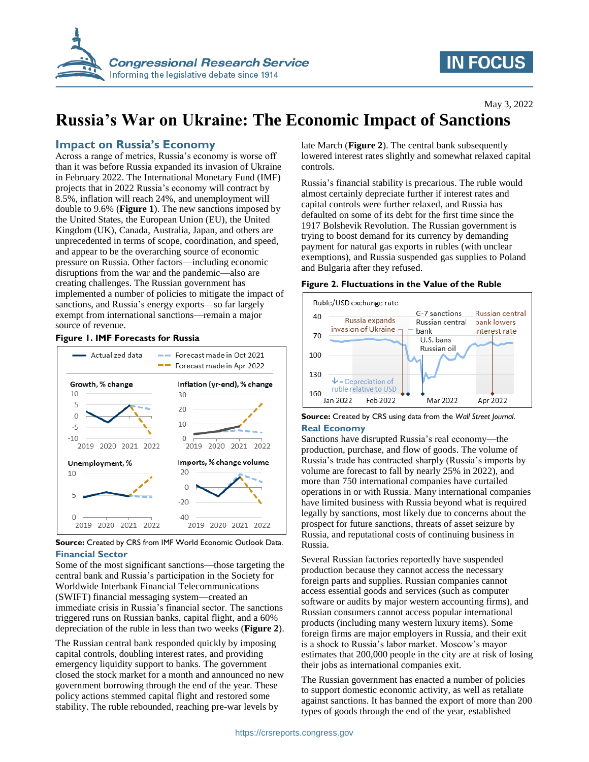May 3, 2022

# Russia's War on Ukraine: The Economic Impact of Sanctions

## Impact on Russia's Economy

Across a range of metrics, Russia's economy is worse off than it was before Russia expanded its invasion of Ukraine in February 2022. The International Monetary Fund (IMF) projects that in 2022 Russia's economy will contract by 8.5%, inflation will reach 24%, and unemployment will double to 9.6% (**Figure 1**). The new sanctions imposed by the United States, the European Union (EU), the United Kingdom (UK), Canada, Australia, Japan, and others are unprecedented in terms of scope, coordination, and speed, and appear to be the overarching source of economic pressure on Russia. Other factors—including economic disruptions from the war and the pandemic—also are creating challenges. The Russian government has implemented a number of policies to mitigate the impact of sanctions, and Russia's energy exports—so far largely exempt from international sanctions—remain a major source of revenue.

**Figure 1. IMF Forecasts for Russia**

**Source:** Created by CRS from IMF World Economic Outlook Data.

### Financial Sector

Some of the most significant sanctions—those targeting the central bank and Russia's participation in the Society for Worldwide Interbank Financial Telecommunications (SWIFT) financial messaging system—created an immediate crisis in Russia's financial sector. The sanctions triggered runs on Russian banks, capital flight, and a 60% depreciation of the ruble in less than two weeks (**Figure 2**).

The Russian central bank responded quickly by imposing capital controls, doubling interest rates, and providing emergency liquidity support to banks. The government closed the stock market for a month and announced no new government borrowing through the end of the year. These policy actions stemmed capital flight and restored some stability. The ruble rebounded, reaching pre-war levels by late March (**Figure 2**). The central bank subsequently lowered interest rates slightly and somewhat relaxed capital controls.

Russia's financial stability is precarious. The ruble would almost certainly depreciate further if interest rates and capital controls were further relaxed, and Russia has defaulted on some of its debt for the first time since the 1917 Bolshevik Revolution. The Russian government is trying to boost demand for its currency by demanding payment for natural gas exports in rubles (with unclear exemptions), and Russia suspended gas supplies to Poland and Bulgaria after they refused.

**Figure 2. Fluctuations in the Value of the Ruble**

**Source:** Created by CRS using data from the *Wall Street Journal.*

### Real Economy

Sanctions have disrupted Russia's real economy—the production, purchase, and flow of goods. The volume of Russia's trade has contracted sharply (Russia's imports by volume are forecast to fall by nearly 25% in 2022), and more than 750 international companies have curtailed operations in or with Russia. Many international companies have limited business with Russia beyond what is required legally by sanctions, most likely due to concerns about the prospect for future sanctions, threats of asset seizure by Russia, and reputational costs of continuing business in Russia.

Several Russian factories reportedly have suspended production because they cannot access the necessary foreign parts and supplies. Russian companies cannot access essential goods and services (such as computer software or audits by major western accounting firms), and Russian consumers cannot access popular international products (including many western luxury items). Some foreign firms are major employers in Russia, and their exit is a shock to Russia's labor market. Moscow's mayor estimates that 200,000 people in the city are at risk of losing their jobs as international companies exit.

The Russian government has enacted a number of policies to support domestic economic activity, as well as retaliate against sanctions. It has banned the export of more than 200 types of goods through the end of the year, established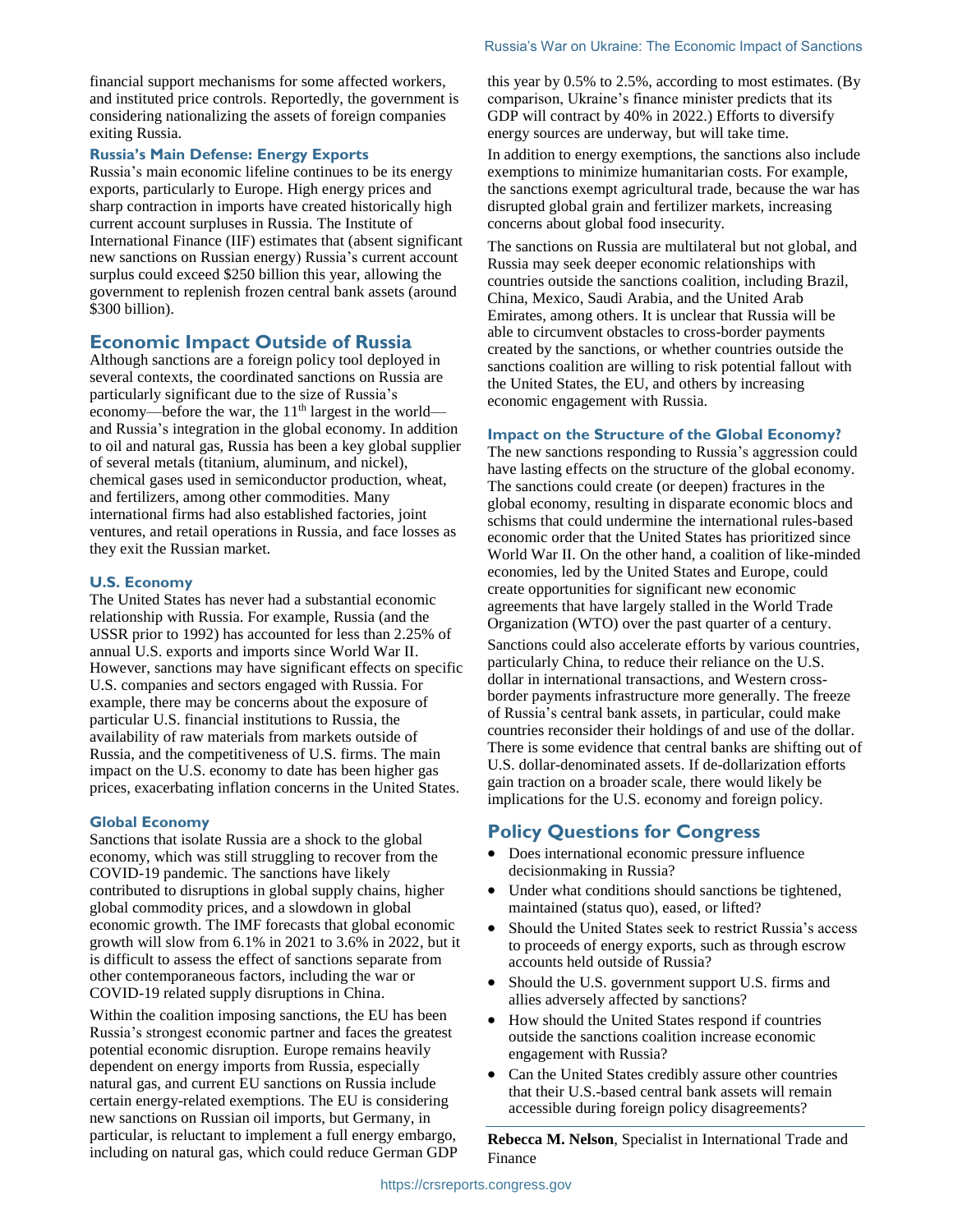financial support mechanisms for some affected workers, and instituted price controls. Reportedly, the government is considering nationalizing the assets of foreign companies exiting Russia.

### Russia's Main Defense: Energy Exports

Russia's main economic lifeline continues to be its energy exports, particularly to Europe. High energy prices and sharp contraction in imports have created historically high current account surpluses in Russia. The Institute of International Finance (IIF) estimates that (absent significant new sanctions on Russian energy) Russia's current account surplus could exceed $250 billion this year, allowing the government to replenish frozen central bank assets (around $300 billion).

## Economic Impact Outside of Russia

Although sanctions are a foreign policy tool deployed in several contexts, the coordinated sanctions on Russia are particularly significant due to the size of Russia's economy—before the war, the 11th largest in the world—and Russia's integration in the global economy. In addition to oil and natural gas, Russia has been a key global supplier of several metals (titanium, aluminum, and nickel), chemical gases used in semiconductor production, wheat, and fertilizers, among other commodities. Many international firms had also established factories, joint ventures, and retail operations in Russia, and face losses as they exit the Russian market.

### U.S. Economy

The United States has never had a substantial economic relationship with Russia. For example, Russia (and the USSR prior to 1992) has accounted for less than 2.25% of annual U.S. exports and imports since World War II. However, sanctions may have significant effects on specific U.S. companies and sectors engaged with Russia. For example, there may be concerns about the exposure of particular U.S. financial institutions to Russia, the availability of raw materials from markets outside of Russia, and the competitiveness of U.S. firms. The main impact on the U.S. economy to date has been higher gas prices, exacerbating inflation concerns in the United States.

### Global Economy

Sanctions that isolate Russia are a shock to the global economy, which was still struggling to recover from the COVID-19 pandemic. The sanctions have likely contributed to disruptions in global supply chains, higher global commodity prices, and a slowdown in global economic growth. The IMF forecasts that global economic growth will slow from 6.1% in 2021 to 3.6% in 2022, but it is difficult to assess the effect of sanctions separate from other contemporaneous factors, including the war or COVID-19 related supply disruptions in China.

Within the coalition imposing sanctions, the EU has been Russia's strongest economic partner and faces the greatest potential economic disruption. Europe remains heavily dependent on energy imports from Russia, especially natural gas, and current EU sanctions on Russia include certain energy-related exemptions. The EU is considering new sanctions on Russian oil imports, but Germany, in particular, is reluctant to implement a full energy embargo, including on natural gas, which could reduce German GDP this year by 0.5% to 2.5%, according to most estimates. (By comparison, Ukraine's finance minister predicts that its GDP will contract by 40% in 2022.) Efforts to diversify energy sources are underway, but will take time.

In addition to energy exemptions, the sanctions also include exemptions to minimize humanitarian costs. For example, the sanctions exempt agricultural trade, because the war has disrupted global grain and fertilizer markets, increasing concerns about global food insecurity.

The sanctions on Russia are multilateral but not global, and Russia may seek deeper economic relationships with countries outside the sanctions coalition, including Brazil, China, Mexico, Saudi Arabia, and the United Arab Emirates, among others. It is unclear that Russia will be able to circumvent obstacles to cross-border payments created by the sanctions, or whether countries outside the sanctions coalition are willing to risk potential fallout with the United States, the EU, and others by increasing economic engagement with Russia.

### Impact on the Structure of the Global Economy?

The new sanctions responding to Russia's aggression could have lasting effects on the structure of the global economy. The sanctions could create (or deepen) fractures in the global economy, resulting in disparate economic blocs and schisms that could undermine the international rules-based economic order that the United States has prioritized since World War II. On the other hand, a coalition of like-minded economies, led by the United States and Europe, could create opportunities for significant new economic agreements that have largely stalled in the World Trade Organization (WTO) over the past quarter of a century.

Sanctions could also accelerate efforts by various countries, particularly China, to reduce their reliance on the U.S. dollar in international transactions, and Western cross-border payments infrastructure more generally. The freeze of Russia's central bank assets, in particular, could make countries reconsider their holdings of and use of the dollar. There is some evidence that central banks are shifting out of U.S. dollar-denominated assets. If de-dollarization efforts gain traction on a broader scale, there would likely be implications for the U.S. economy and foreign policy.

## Policy Questions for Congress

- Does international economic pressure influence decisionmaking in Russia?
- Under what conditions should sanctions be tightened, maintained (status quo), eased, or lifted?
- Should the United States seek to restrict Russia's access to proceeds of energy exports, such as through escrow accounts held outside of Russia?
- Should the U.S. government support U.S. firms and allies adversely affected by sanctions?
- How should the United States respond if countries outside the sanctions coalition increase economic engagement with Russia?
- Can the United States credibly assure other countries that their U.S.-based central bank assets will remain accessible during foreign policy disagreements?

**Rebecca M. Nelson**, Specialist in International Trade and Finance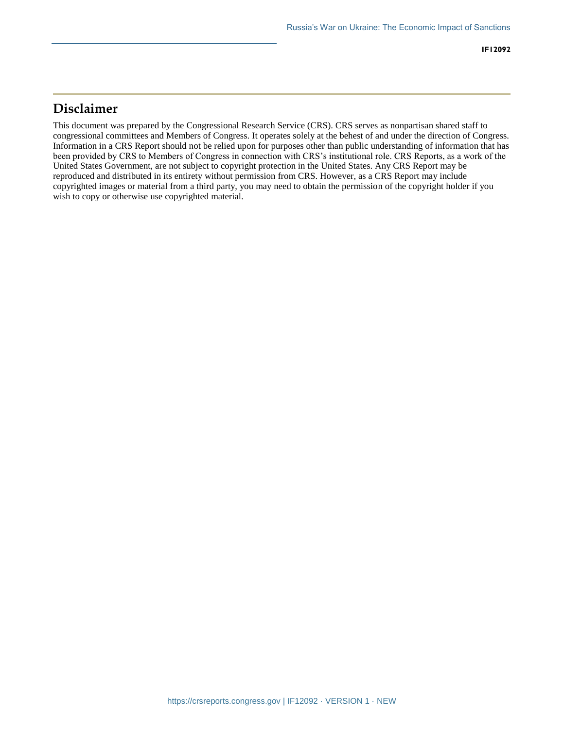## Disclaimer

This document was prepared by the Congressional Research Service (CRS). CRS serves as nonpartisan shared staff to congressional committees and Members of Congress. It operates solely at the behest of and under the direction of Congress. Information in a CRS Report should not be relied upon for purposes other than public understanding of information that has been provided by CRS to Members of Congress in connection with CRS's institutional role. CRS Reports, as a work of the United States Government, are not subject to copyright protection in the United States. Any CRS Report may be reproduced and distributed in its entirety without permission from CRS. However, as a CRS Report may include copyrighted images or material from a third party, you may need to obtain the permission of the copyright holder if you wish to copy or otherwise use copyrighted material.